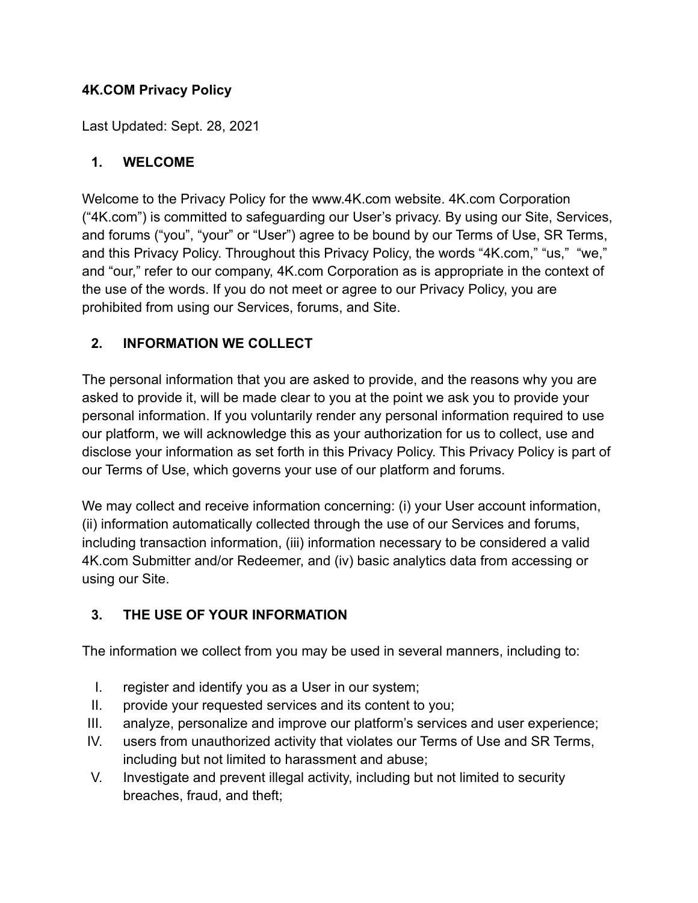**4K.COM Privacy Policy**

Last Updated: Sept. 28, 2021

## 1. WELCOME

Welcome to the Privacy Policy for the www.4K.com website. 4K.com Corporation ("4K.com") is committed to safeguarding our User's privacy. By using our Site, Services, and forums ("you", "your" or "User") agree to be bound by our Terms of Use, SR Terms, and this Privacy Policy. Throughout this Privacy Policy, the words "4K.com," "us," "we," and "our," refer to our company, 4K.com Corporation as is appropriate in the context of the use of the words. If you do not meet or agree to our Privacy Policy, you are prohibited from using our Services, forums, and Site.

## 2. INFORMATION WE COLLECT

The personal information that you are asked to provide, and the reasons why you are asked to provide it, will be made clear to you at the point we ask you to provide your personal information. If you voluntarily render any personal information required to use our platform, we will acknowledge this as your authorization for us to collect, use and disclose your information as set forth in this Privacy Policy. This Privacy Policy is part of our Terms of Use, which governs your use of our platform and forums.

We may collect and receive information concerning: (i) your User account information, (ii) information automatically collected through the use of our Services and forums, including transaction information, (iii) information necessary to be considered a valid 4K.com Submitter and/or Redeemer, and (iv) basic analytics data from accessing or using our Site.

## 3. THE USE OF YOUR INFORMATION

The information we collect from you may be used in several manners, including to:

I. register and identify you as a User in our system;
II. provide your requested services and its content to you;
III. analyze, personalize and improve our platform's services and user experience;
IV. users from unauthorized activity that violates our Terms of Use and SR Terms, including but not limited to harassment and abuse;
V. Investigate and prevent illegal activity, including but not limited to security breaches, fraud, and theft;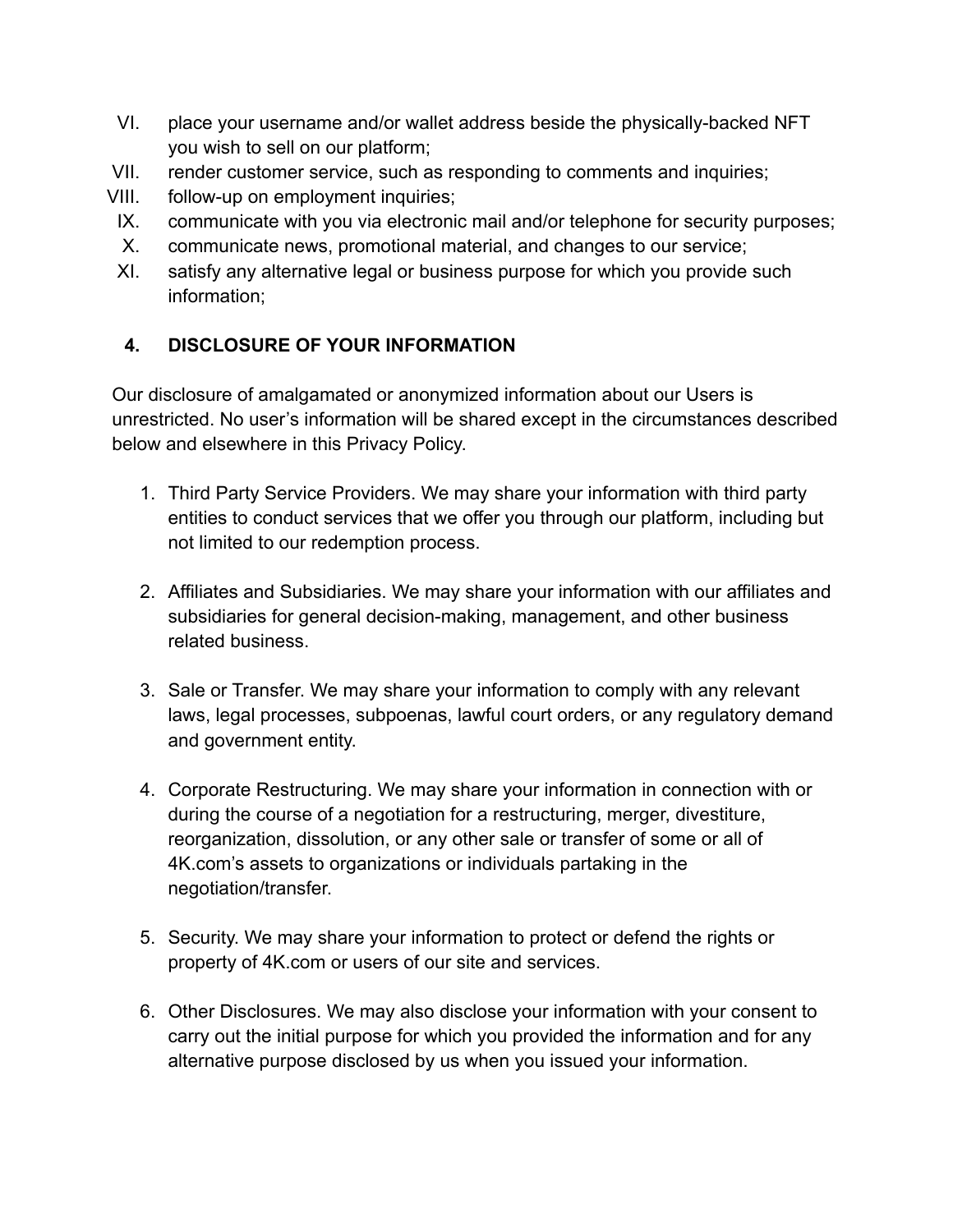VI. place your username and/or wallet address beside the physically-backed NFT you wish to sell on our platform;

VII. render customer service, such as responding to comments and inquiries;

VIII. follow-up on employment inquiries;

IX. communicate with you via electronic mail and/or telephone for security purposes;

X. communicate news, promotional material, and changes to our service;

XI. satisfy any alternative legal or business purpose for which you provide such information;

## 4. DISCLOSURE OF YOUR INFORMATION

Our disclosure of amalgamated or anonymized information about our Users is unrestricted. No user's information will be shared except in the circumstances described below and elsewhere in this Privacy Policy.

1. Third Party Service Providers. We may share your information with third party entities to conduct services that we offer you through our platform, including but not limited to our redemption process.

2. Affiliates and Subsidiaries. We may share your information with our affiliates and subsidiaries for general decision-making, management, and other business related business.

3. Sale or Transfer. We may share your information to comply with any relevant laws, legal processes, subpoenas, lawful court orders, or any regulatory demand and government entity.

4. Corporate Restructuring. We may share your information in connection with or during the course of a negotiation for a restructuring, merger, divestiture, reorganization, dissolution, or any other sale or transfer of some or all of 4K.com's assets to organizations or individuals partaking in the negotiation/transfer.

5. Security. We may share your information to protect or defend the rights or property of 4K.com or users of our site and services.

6. Other Disclosures. We may also disclose your information with your consent to carry out the initial purpose for which you provided the information and for any alternative purpose disclosed by us when you issued your information.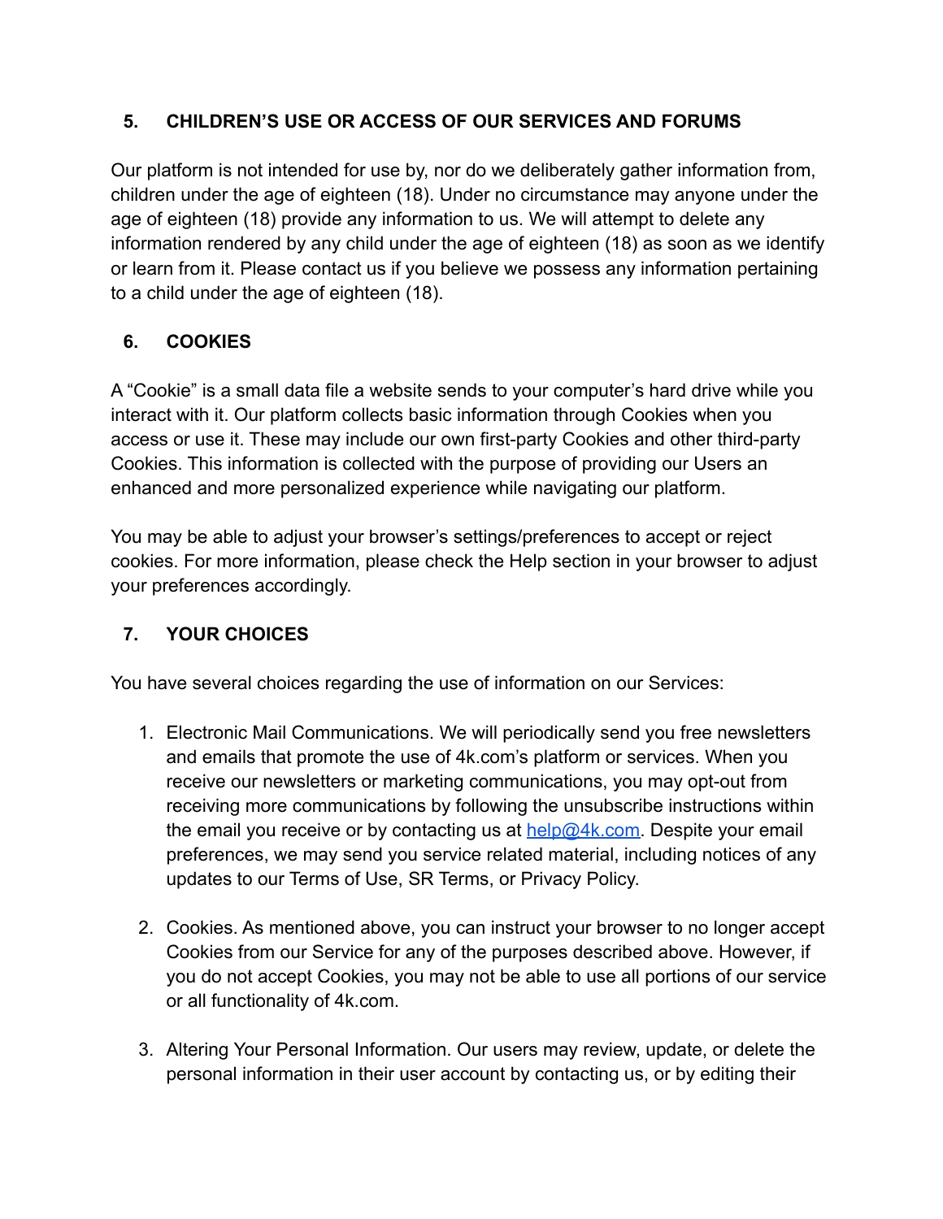## 5. CHILDREN'S USE OR ACCESS OF OUR SERVICES AND FORUMS

Our platform is not intended for use by, nor do we deliberately gather information from, children under the age of eighteen (18). Under no circumstance may anyone under the age of eighteen (18) provide any information to us. We will attempt to delete any information rendered by any child under the age of eighteen (18) as soon as we identify or learn from it. Please contact us if you believe we possess any information pertaining to a child under the age of eighteen (18).

## 6. COOKIES

A "Cookie" is a small data file a website sends to your computer's hard drive while you interact with it. Our platform collects basic information through Cookies when you access or use it. These may include our own first-party Cookies and other third-party Cookies. This information is collected with the purpose of providing our Users an enhanced and more personalized experience while navigating our platform.

You may be able to adjust your browser's settings/preferences to accept or reject cookies. For more information, please check the Help section in your browser to adjust your preferences accordingly.

## 7. YOUR CHOICES

You have several choices regarding the use of information on our Services:

1. Electronic Mail Communications. We will periodically send you free newsletters and emails that promote the use of 4k.com's platform or services. When you receive our newsletters or marketing communications, you may opt-out from receiving more communications by following the unsubscribe instructions within the email you receive or by contacting us at [help@4k.com](mailto:help@4k.com). Despite your email preferences, we may send you service related material, including notices of any updates to our Terms of Use, SR Terms, or Privacy Policy.

2. Cookies. As mentioned above, you can instruct your browser to no longer accept Cookies from our Service for any of the purposes described above. However, if you do not accept Cookies, you may not be able to use all portions of our service or all functionality of 4k.com.

3. Altering Your Personal Information. Our users may review, update, or delete the personal information in their user account by contacting us, or by editing their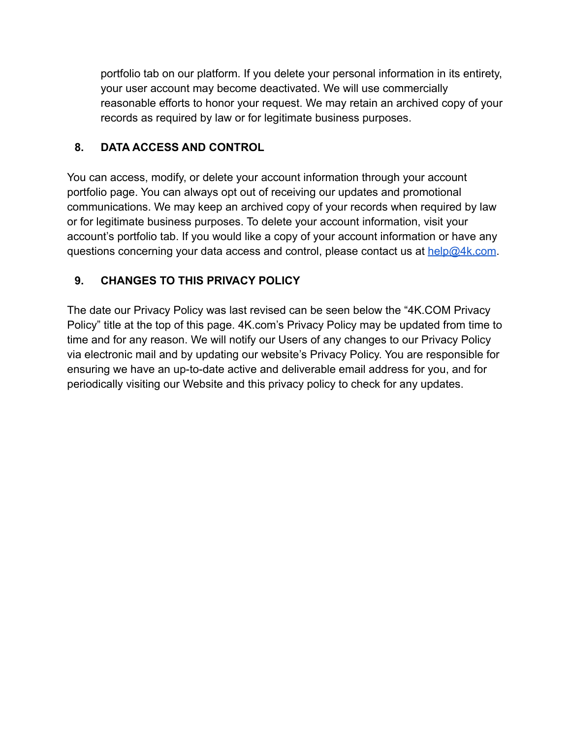portfolio tab on our platform. If you delete your personal information in its entirety, your user account may become deactivated. We will use commercially reasonable efforts to honor your request. We may retain an archived copy of your records as required by law or for legitimate business purposes.

## 8. DATA ACCESS AND CONTROL

You can access, modify, or delete your account information through your account portfolio page. You can always opt out of receiving our updates and promotional communications. We may keep an archived copy of your records when required by law or for legitimate business purposes. To delete your account information, visit your account's portfolio tab. If you would like a copy of your account information or have any questions concerning your data access and control, please contact us at help@4k.com.

## 9. CHANGES TO THIS PRIVACY POLICY

The date our Privacy Policy was last revised can be seen below the "4K.COM Privacy Policy" title at the top of this page. 4K.com's Privacy Policy may be updated from time to time and for any reason. We will notify our Users of any changes to our Privacy Policy via electronic mail and by updating our website's Privacy Policy. You are responsible for ensuring we have an up-to-date active and deliverable email address for you, and for periodically visiting our Website and this privacy policy to check for any updates.